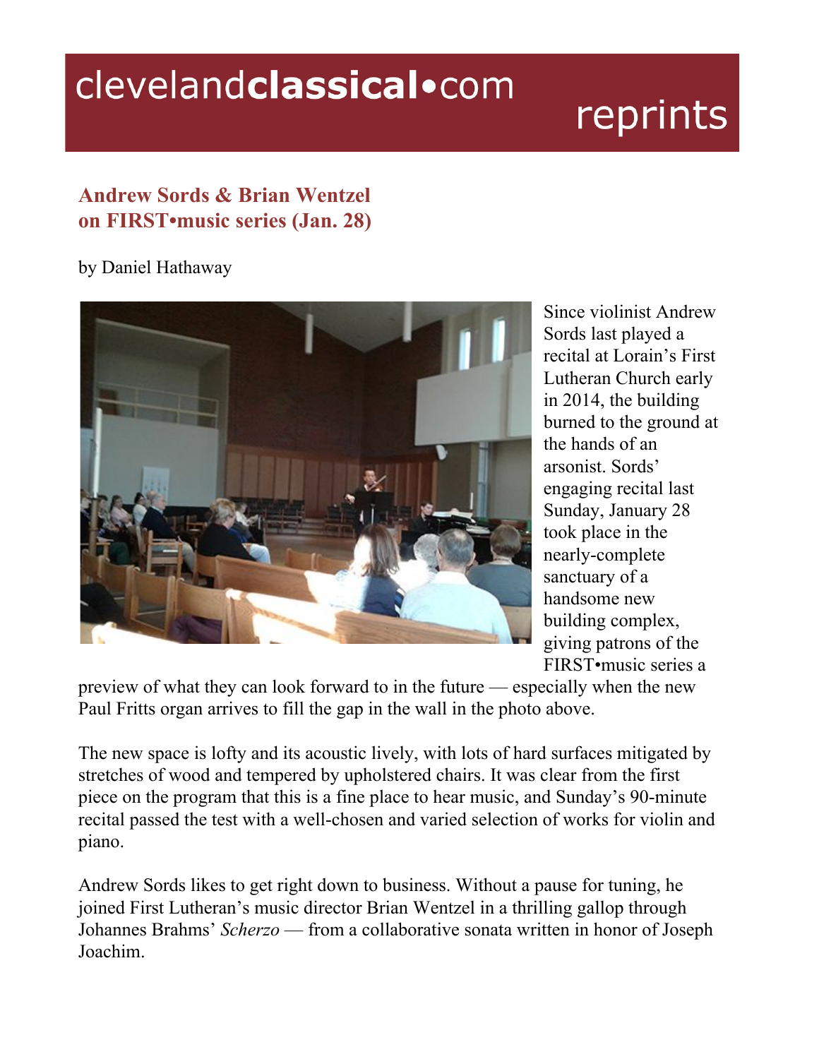# Andrew Sords & Brian Wentzel on FIRST•music series (Jan. 28)

by Daniel Hathaway

Since violinist Andrew Sords last played a recital at Lorain's First Lutheran Church early in 2014, the building burned to the ground at the hands of an arsonist. Sords' engaging recital last Sunday, January 28 took place in the nearly-complete sanctuary of a handsome new building complex, giving patrons of the FIRST•music series a preview of what they can look forward to in the future — especially when the new Paul Fritts organ arrives to fill the gap in the wall in the photo above.

The new space is lofty and its acoustic lively, with lots of hard surfaces mitigated by stretches of wood and tempered by upholstered chairs. It was clear from the first piece on the program that this is a fine place to hear music, and Sunday's 90-minute recital passed the test with a well-chosen and varied selection of works for violin and piano.

Andrew Sords likes to get right down to business. Without a pause for tuning, he joined First Lutheran's music director Brian Wentzel in a thrilling gallop through Johannes Brahms' *Scherzo* — from a collaborative sonata written in honor of Joseph Joachim.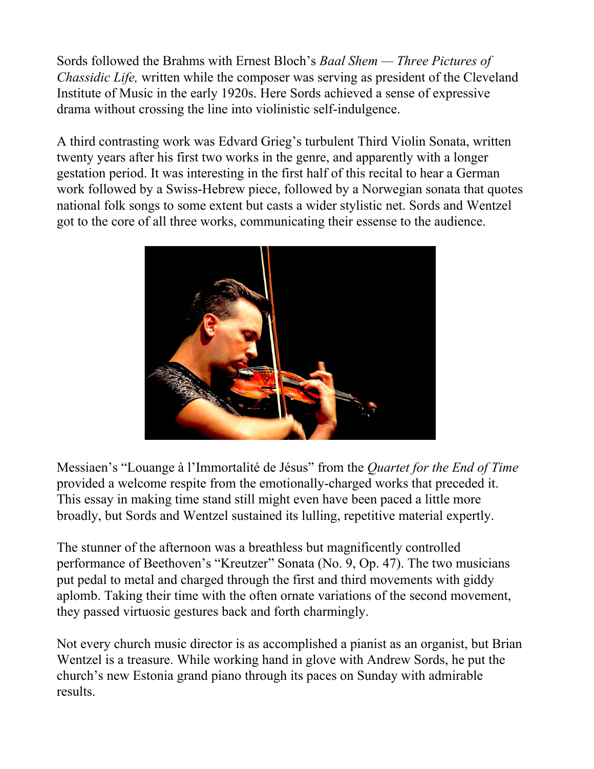Sords followed the Brahms with Ernest Bloch's *Baal Shem — Three Pictures of Chassidic Life,* written while the composer was serving as president of the Cleveland Institute of Music in the early 1920s. Here Sords achieved a sense of expressive drama without crossing the line into violinistic self-indulgence.

A third contrasting work was Edvard Grieg's turbulent Third Violin Sonata, written twenty years after his first two works in the genre, and apparently with a longer gestation period. It was interesting in the first half of this recital to hear a German work followed by a Swiss-Hebrew piece, followed by a Norwegian sonata that quotes national folk songs to some extent but casts a wider stylistic net. Sords and Wentzel got to the core of all three works, communicating their essense to the audience.

Messiaen's "Louange à l'Immortalité de Jésus" from the *Quartet for the End of Time* provided a welcome respite from the emotionally-charged works that preceded it. This essay in making time stand still might even have been paced a little more broadly, but Sords and Wentzel sustained its lulling, repetitive material expertly.

The stunner of the afternoon was a breathless but magnificently controlled performance of Beethoven's "Kreutzer" Sonata (No. 9, Op. 47). The two musicians put pedal to metal and charged through the first and third movements with giddy aplomb. Taking their time with the often ornate variations of the second movement, they passed virtuosic gestures back and forth charmingly.

Not every church music director is as accomplished a pianist as an organist, but Brian Wentzel is a treasure. While working hand in glove with Andrew Sords, he put the church's new Estonia grand piano through its paces on Sunday with admirable results.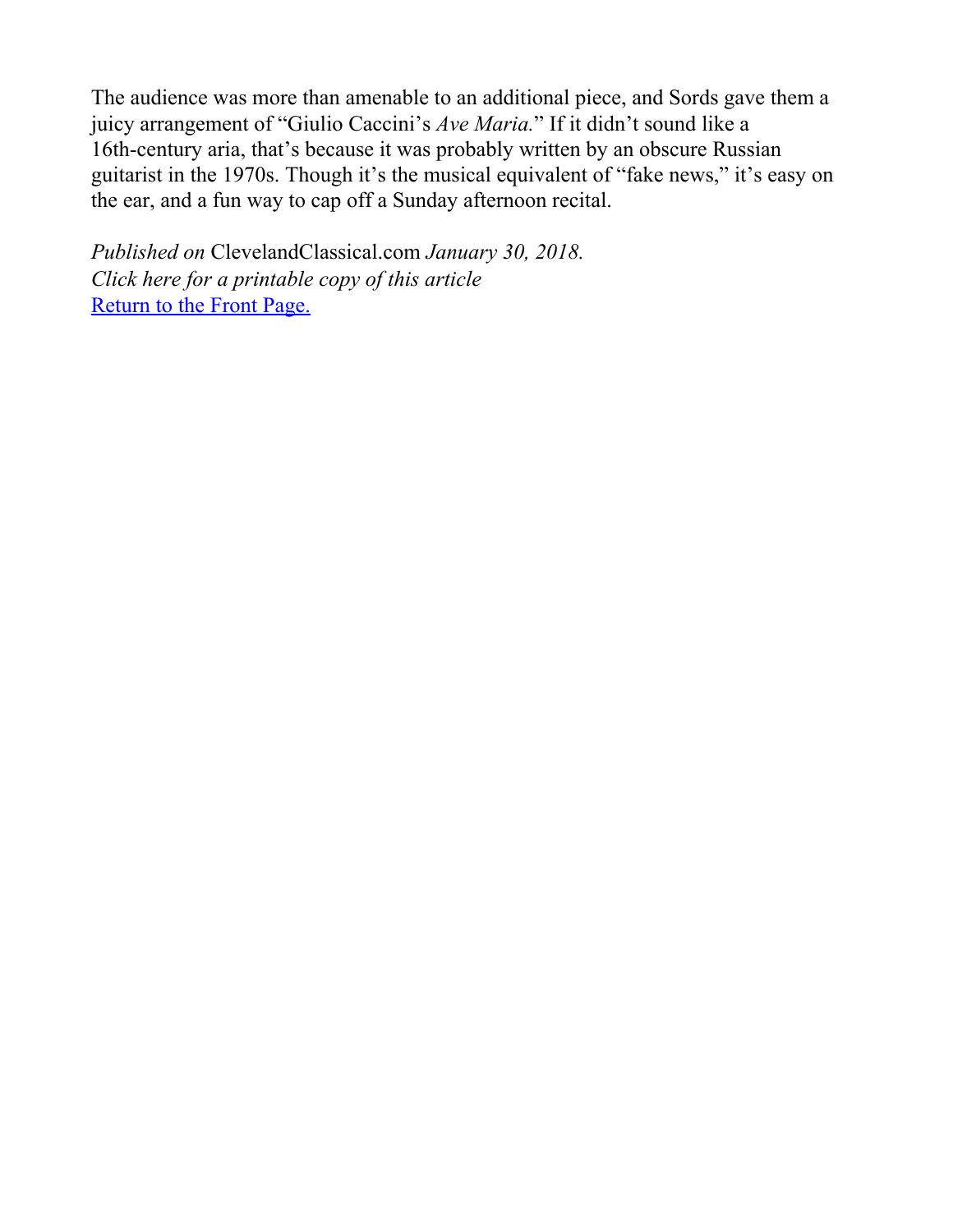The audience was more than amenable to an additional piece, and Sords gave them a juicy arrangement of "Giulio Caccini's *Ave Maria.*" If it didn't sound like a 16th-century aria, that's because it was probably written by an obscure Russian guitarist in the 1970s. Though it's the musical equivalent of "fake news," it's easy on the ear, and a fun way to cap off a Sunday afternoon recital.

*Published on* ClevelandClassical.com *January 30, 2018.*
*Click here for a printable copy of this article*
Return to the Front Page.